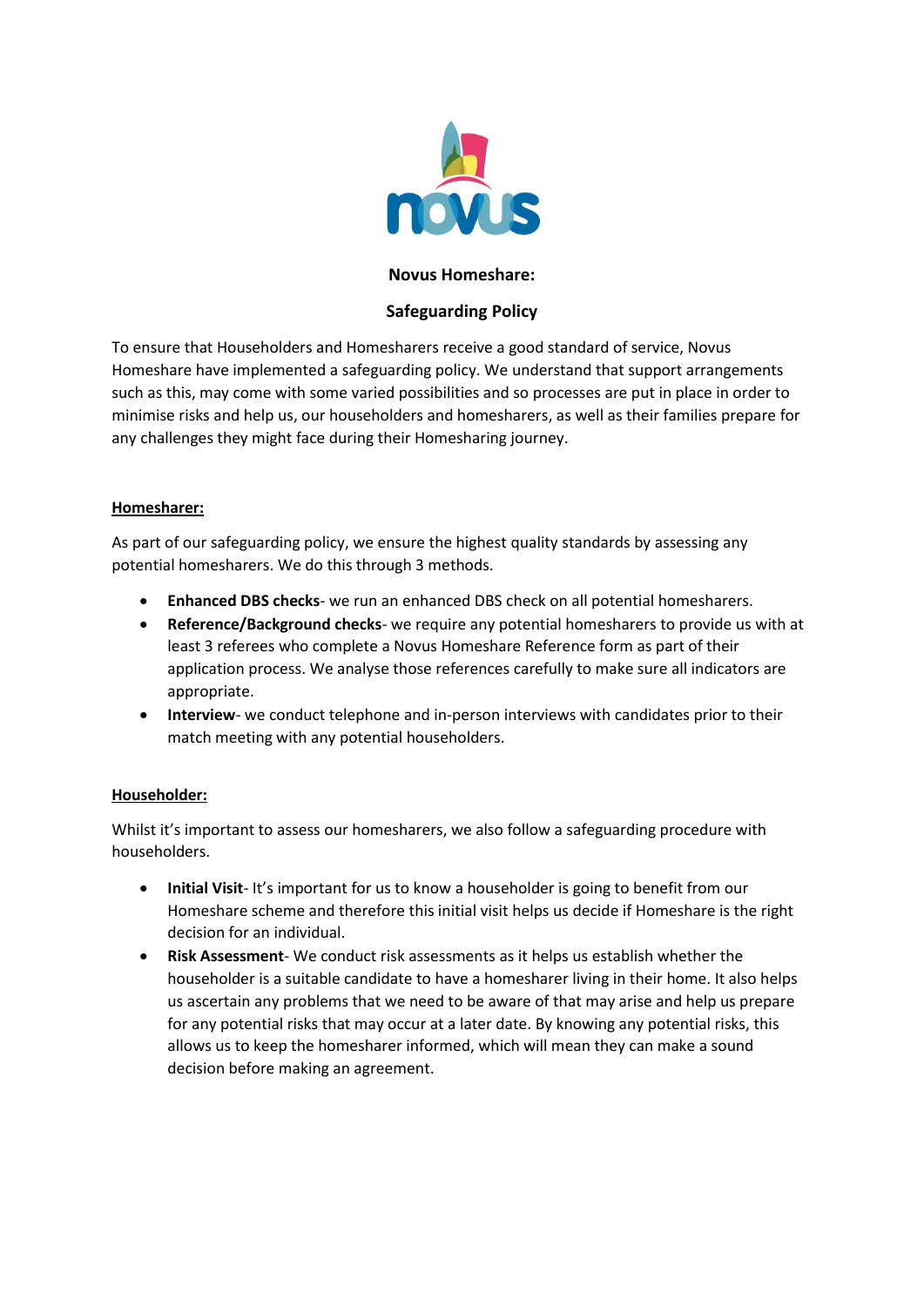# Novus Homeshare:

## Safeguarding Policy

To ensure that Householders and Homesharers receive a good standard of service, Novus Homeshare have implemented a safeguarding policy. We understand that support arrangements such as this, may come with some varied possibilities and so processes are put in place in order to minimise risks and help us, our householders and homesharers, as well as their families prepare for any challenges they might face during their Homesharing journey.

### Homesharer:

As part of our safeguarding policy, we ensure the highest quality standards by assessing any potential homesharers. We do this through 3 methods.

- **Enhanced DBS checks**- we run an enhanced DBS check on all potential homesharers.
- **Reference/Background checks**- we require any potential homesharers to provide us with at least 3 referees who complete a Novus Homeshare Reference form as part of their application process. We analyse those references carefully to make sure all indicators are appropriate.
- **Interview**- we conduct telephone and in-person interviews with candidates prior to their match meeting with any potential householders.

### Householder:

Whilst it's important to assess our homesharers, we also follow a safeguarding procedure with householders.

- **Initial Visit**- It's important for us to know a householder is going to benefit from our Homeshare scheme and therefore this initial visit helps us decide if Homeshare is the right decision for an individual.
- **Risk Assessment**- We conduct risk assessments as it helps us establish whether the householder is a suitable candidate to have a homesharer living in their home. It also helps us ascertain any problems that we need to be aware of that may arise and help us prepare for any potential risks that may occur at a later date. By knowing any potential risks, this allows us to keep the homesharer informed, which will mean they can make a sound decision before making an agreement.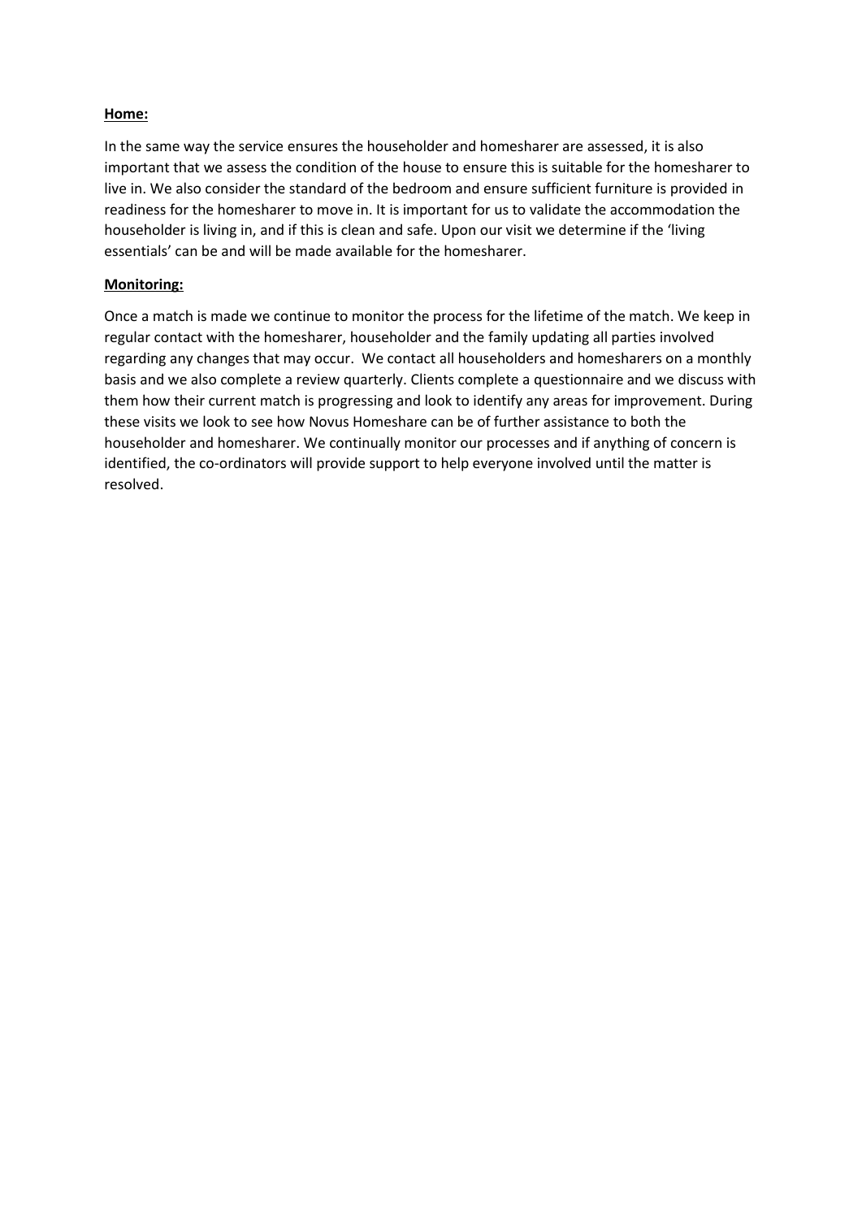**Home:**

In the same way the service ensures the householder and homesharer are assessed, it is also important that we assess the condition of the house to ensure this is suitable for the homesharer to live in. We also consider the standard of the bedroom and ensure sufficient furniture is provided in readiness for the homesharer to move in. It is important for us to validate the accommodation the householder is living in, and if this is clean and safe. Upon our visit we determine if the 'living essentials' can be and will be made available for the homesharer.

**Monitoring:**

Once a match is made we continue to monitor the process for the lifetime of the match. We keep in regular contact with the homesharer, householder and the family updating all parties involved regarding any changes that may occur. We contact all householders and homesharers on a monthly basis and we also complete a review quarterly. Clients complete a questionnaire and we discuss with them how their current match is progressing and look to identify any areas for improvement. During these visits we look to see how Novus Homeshare can be of further assistance to both the householder and homesharer. We continually monitor our processes and if anything of concern is identified, the co-ordinators will provide support to help everyone involved until the matter is resolved.